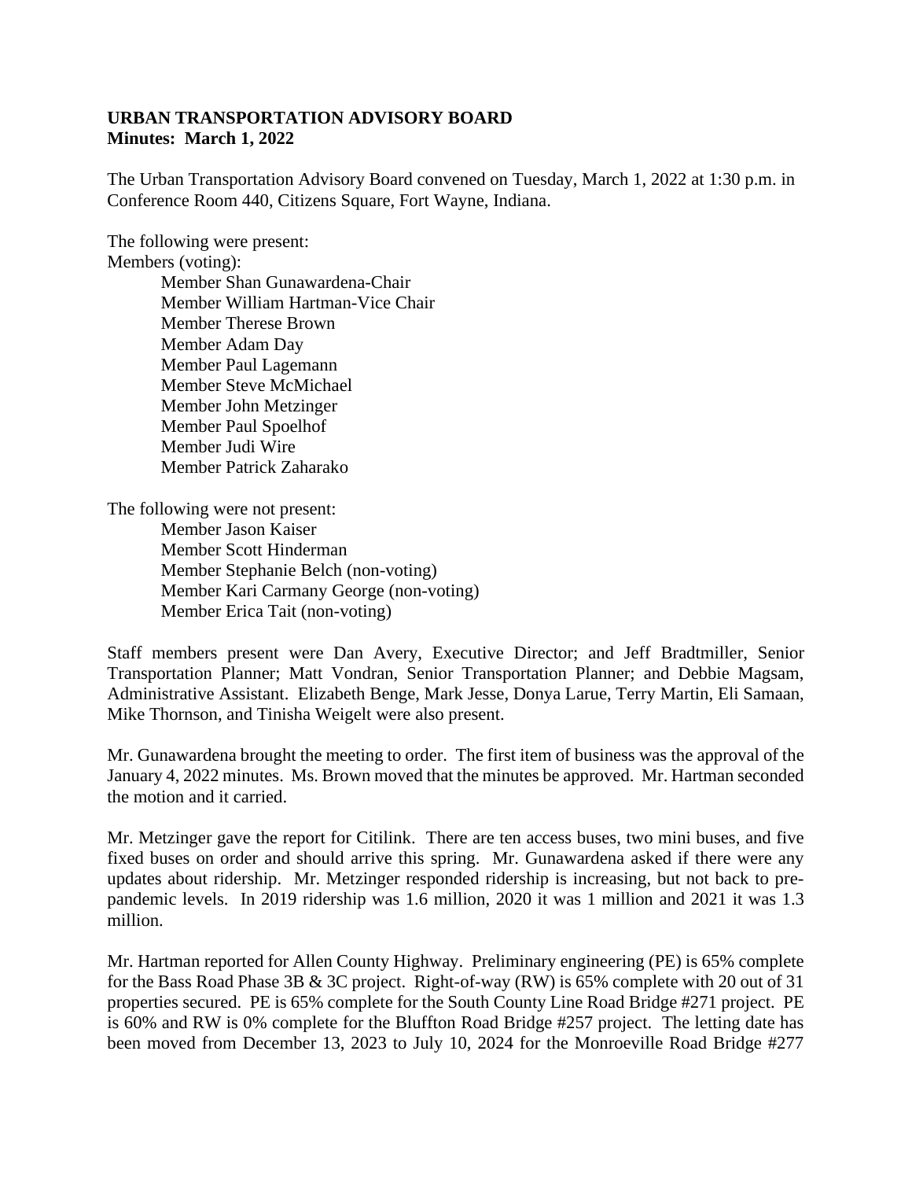**URBAN TRANSPORTATION ADVISORY BOARD**
**Minutes: March 1, 2022**

The Urban Transportation Advisory Board convened on Tuesday, March 1, 2022 at 1:30 p.m. in Conference Room 440, Citizens Square, Fort Wayne, Indiana.

The following were present:
Members (voting):

- Member Shan Gunawardena-Chair
- Member William Hartman-Vice Chair
- Member Therese Brown
- Member Adam Day
- Member Paul Lagemann
- Member Steve McMichael
- Member John Metzinger
- Member Paul Spoelhof
- Member Judi Wire
- Member Patrick Zaharako

The following were not present:

- Member Jason Kaiser
- Member Scott Hinderman
- Member Stephanie Belch (non-voting)
- Member Kari Carmany George (non-voting)
- Member Erica Tait (non-voting)

Staff members present were Dan Avery, Executive Director; and Jeff Bradtmiller, Senior Transportation Planner; Matt Vondran, Senior Transportation Planner; and Debbie Magsam, Administrative Assistant. Elizabeth Benge, Mark Jesse, Donya Larue, Terry Martin, Eli Samaan, Mike Thornson, and Tinisha Weigelt were also present.

Mr. Gunawardena brought the meeting to order. The first item of business was the approval of the January 4, 2022 minutes. Ms. Brown moved that the minutes be approved. Mr. Hartman seconded the motion and it carried.

Mr. Metzinger gave the report for Citilink. There are ten access buses, two mini buses, and five fixed buses on order and should arrive this spring. Mr. Gunawardena asked if there were any updates about ridership. Mr. Metzinger responded ridership is increasing, but not back to pre-pandemic levels. In 2019 ridership was 1.6 million, 2020 it was 1 million and 2021 it was 1.3 million.

Mr. Hartman reported for Allen County Highway. Preliminary engineering (PE) is 65% complete for the Bass Road Phase 3B & 3C project. Right-of-way (RW) is 65% complete with 20 out of 31 properties secured. PE is 65% complete for the South County Line Road Bridge #271 project. PE is 60% and RW is 0% complete for the Bluffton Road Bridge #257 project. The letting date has been moved from December 13, 2023 to July 10, 2024 for the Monroeville Road Bridge #277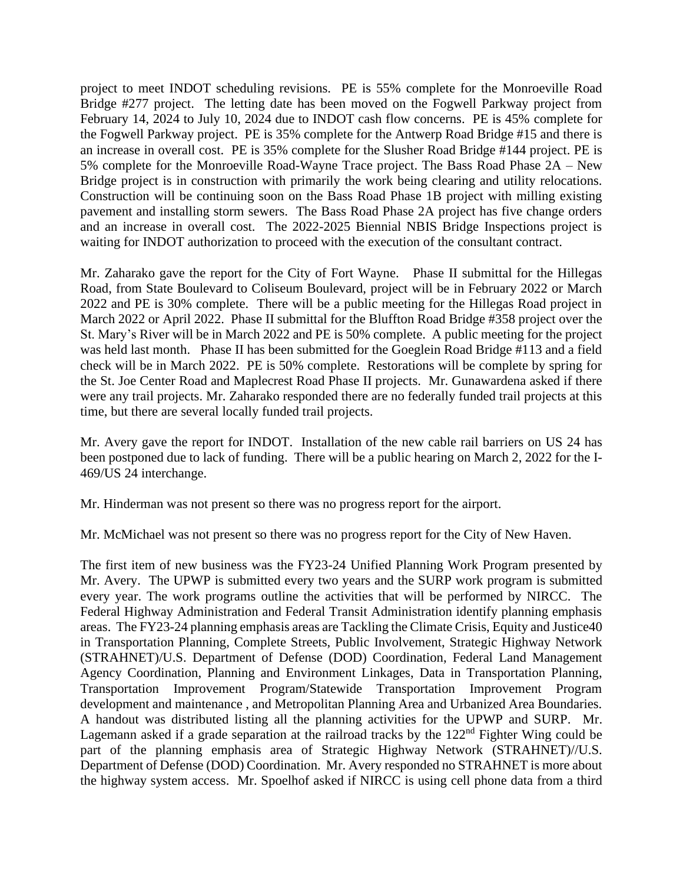project to meet INDOT scheduling revisions. PE is 55% complete for the Monroeville Road Bridge #277 project. The letting date has been moved on the Fogwell Parkway project from February 14, 2024 to July 10, 2024 due to INDOT cash flow concerns. PE is 45% complete for the Fogwell Parkway project. PE is 35% complete for the Antwerp Road Bridge #15 and there is an increase in overall cost. PE is 35% complete for the Slusher Road Bridge #144 project. PE is 5% complete for the Monroeville Road-Wayne Trace project. The Bass Road Phase 2A – New Bridge project is in construction with primarily the work being clearing and utility relocations. Construction will be continuing soon on the Bass Road Phase 1B project with milling existing pavement and installing storm sewers. The Bass Road Phase 2A project has five change orders and an increase in overall cost. The 2022-2025 Biennial NBIS Bridge Inspections project is waiting for INDOT authorization to proceed with the execution of the consultant contract.

Mr. Zaharako gave the report for the City of Fort Wayne. Phase II submittal for the Hillegas Road, from State Boulevard to Coliseum Boulevard, project will be in February 2022 or March 2022 and PE is 30% complete. There will be a public meeting for the Hillegas Road project in March 2022 or April 2022. Phase II submittal for the Bluffton Road Bridge #358 project over the St. Mary's River will be in March 2022 and PE is 50% complete. A public meeting for the project was held last month. Phase II has been submitted for the Goeglein Road Bridge #113 and a field check will be in March 2022. PE is 50% complete. Restorations will be complete by spring for the St. Joe Center Road and Maplecrest Road Phase II projects. Mr. Gunawardena asked if there were any trail projects. Mr. Zaharako responded there are no federally funded trail projects at this time, but there are several locally funded trail projects.

Mr. Avery gave the report for INDOT. Installation of the new cable rail barriers on US 24 has been postponed due to lack of funding. There will be a public hearing on March 2, 2022 for the I-469/US 24 interchange.

Mr. Hinderman was not present so there was no progress report for the airport.

Mr. McMichael was not present so there was no progress report for the City of New Haven.

The first item of new business was the FY23-24 Unified Planning Work Program presented by Mr. Avery. The UPWP is submitted every two years and the SURP work program is submitted every year. The work programs outline the activities that will be performed by NIRCC. The Federal Highway Administration and Federal Transit Administration identify planning emphasis areas. The FY23-24 planning emphasis areas are Tackling the Climate Crisis, Equity and Justice40 in Transportation Planning, Complete Streets, Public Involvement, Strategic Highway Network (STRAHNET)/U.S. Department of Defense (DOD) Coordination, Federal Land Management Agency Coordination, Planning and Environment Linkages, Data in Transportation Planning, Transportation Improvement Program/Statewide Transportation Improvement Program development and maintenance , and Metropolitan Planning Area and Urbanized Area Boundaries. A handout was distributed listing all the planning activities for the UPWP and SURP. Mr. Lagemann asked if a grade separation at the railroad tracks by the 122nd Fighter Wing could be part of the planning emphasis area of Strategic Highway Network (STRAHNET)//U.S. Department of Defense (DOD) Coordination. Mr. Avery responded no STRAHNET is more about the highway system access. Mr. Spoelhof asked if NIRCC is using cell phone data from a third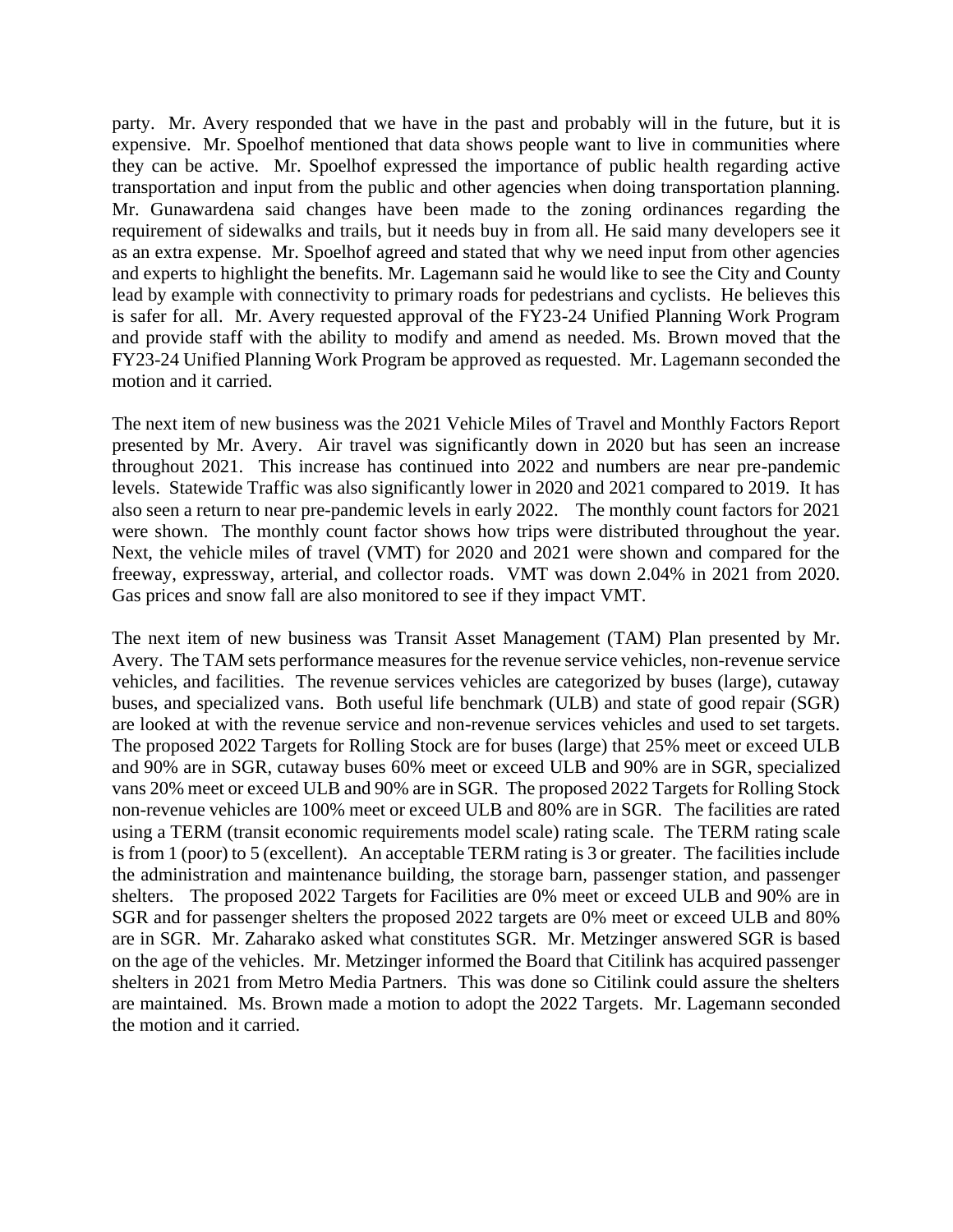party. Mr. Avery responded that we have in the past and probably will in the future, but it is expensive. Mr. Spoelhof mentioned that data shows people want to live in communities where they can be active. Mr. Spoelhof expressed the importance of public health regarding active transportation and input from the public and other agencies when doing transportation planning. Mr. Gunawardena said changes have been made to the zoning ordinances regarding the requirement of sidewalks and trails, but it needs buy in from all. He said many developers see it as an extra expense. Mr. Spoelhof agreed and stated that why we need input from other agencies and experts to highlight the benefits. Mr. Lagemann said he would like to see the City and County lead by example with connectivity to primary roads for pedestrians and cyclists. He believes this is safer for all. Mr. Avery requested approval of the FY23-24 Unified Planning Work Program and provide staff with the ability to modify and amend as needed. Ms. Brown moved that the FY23-24 Unified Planning Work Program be approved as requested. Mr. Lagemann seconded the motion and it carried.

The next item of new business was the 2021 Vehicle Miles of Travel and Monthly Factors Report presented by Mr. Avery. Air travel was significantly down in 2020 but has seen an increase throughout 2021. This increase has continued into 2022 and numbers are near pre-pandemic levels. Statewide Traffic was also significantly lower in 2020 and 2021 compared to 2019. It has also seen a return to near pre-pandemic levels in early 2022. The monthly count factors for 2021 were shown. The monthly count factor shows how trips were distributed throughout the year. Next, the vehicle miles of travel (VMT) for 2020 and 2021 were shown and compared for the freeway, expressway, arterial, and collector roads. VMT was down 2.04% in 2021 from 2020. Gas prices and snow fall are also monitored to see if they impact VMT.

The next item of new business was Transit Asset Management (TAM) Plan presented by Mr. Avery. The TAM sets performance measures for the revenue service vehicles, non-revenue service vehicles, and facilities. The revenue services vehicles are categorized by buses (large), cutaway buses, and specialized vans. Both useful life benchmark (ULB) and state of good repair (SGR) are looked at with the revenue service and non-revenue services vehicles and used to set targets. The proposed 2022 Targets for Rolling Stock are for buses (large) that 25% meet or exceed ULB and 90% are in SGR, cutaway buses 60% meet or exceed ULB and 90% are in SGR, specialized vans 20% meet or exceed ULB and 90% are in SGR. The proposed 2022 Targets for Rolling Stock non-revenue vehicles are 100% meet or exceed ULB and 80% are in SGR. The facilities are rated using a TERM (transit economic requirements model scale) rating scale. The TERM rating scale is from 1 (poor) to 5 (excellent). An acceptable TERM rating is 3 or greater. The facilities include the administration and maintenance building, the storage barn, passenger station, and passenger shelters. The proposed 2022 Targets for Facilities are 0% meet or exceed ULB and 90% are in SGR and for passenger shelters the proposed 2022 targets are 0% meet or exceed ULB and 80% are in SGR. Mr. Zaharako asked what constitutes SGR. Mr. Metzinger answered SGR is based on the age of the vehicles. Mr. Metzinger informed the Board that Citilink has acquired passenger shelters in 2021 from Metro Media Partners. This was done so Citilink could assure the shelters are maintained. Ms. Brown made a motion to adopt the 2022 Targets. Mr. Lagemann seconded the motion and it carried.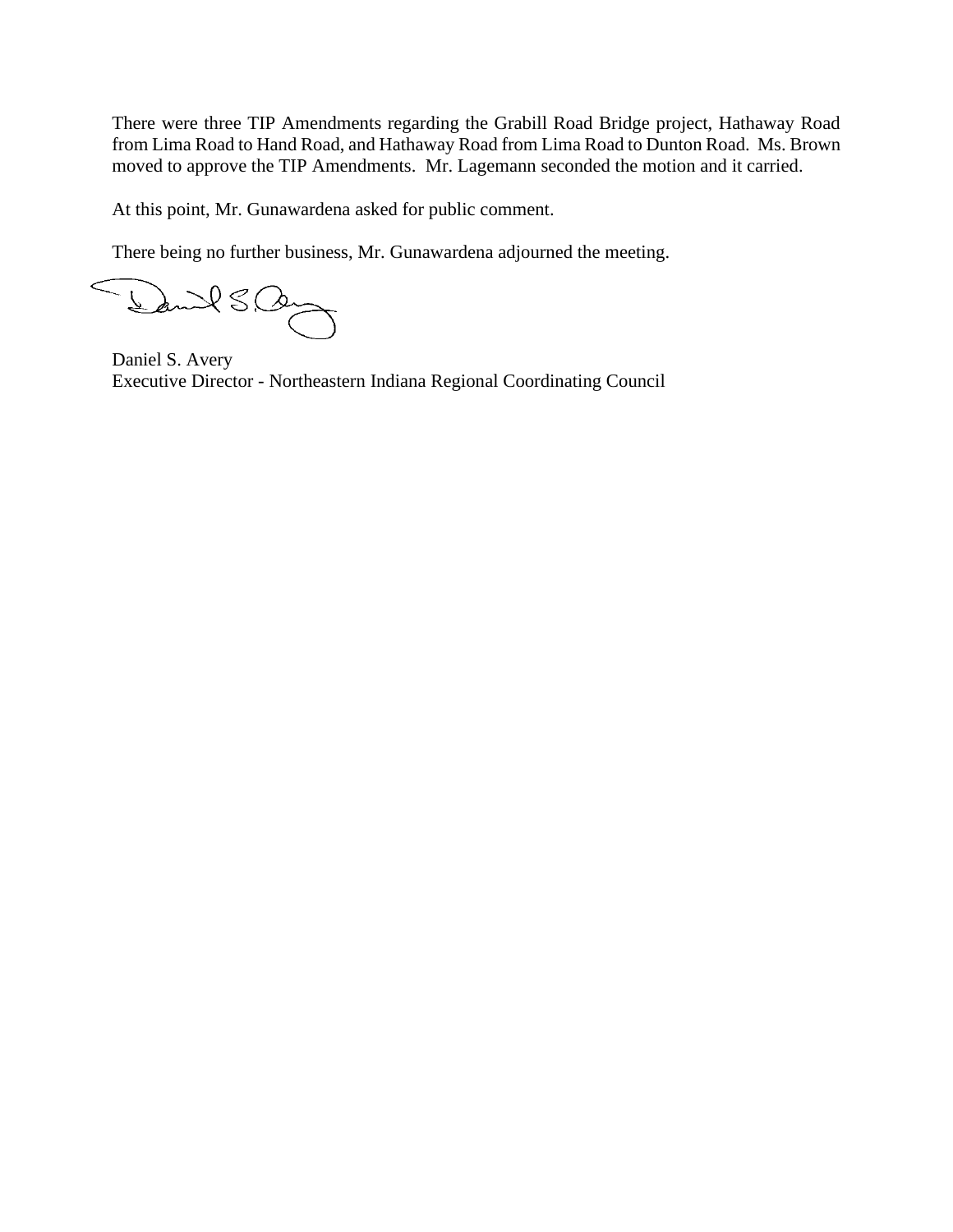There were three TIP Amendments regarding the Grabill Road Bridge project, Hathaway Road from Lima Road to Hand Road, and Hathaway Road from Lima Road to Dunton Road. Ms. Brown moved to approve the TIP Amendments. Mr. Lagemann seconded the motion and it carried.

At this point, Mr. Gunawardena asked for public comment.

There being no further business, Mr. Gunawardena adjourned the meeting.

Daniel S. Avery
Executive Director - Northeastern Indiana Regional Coordinating Council